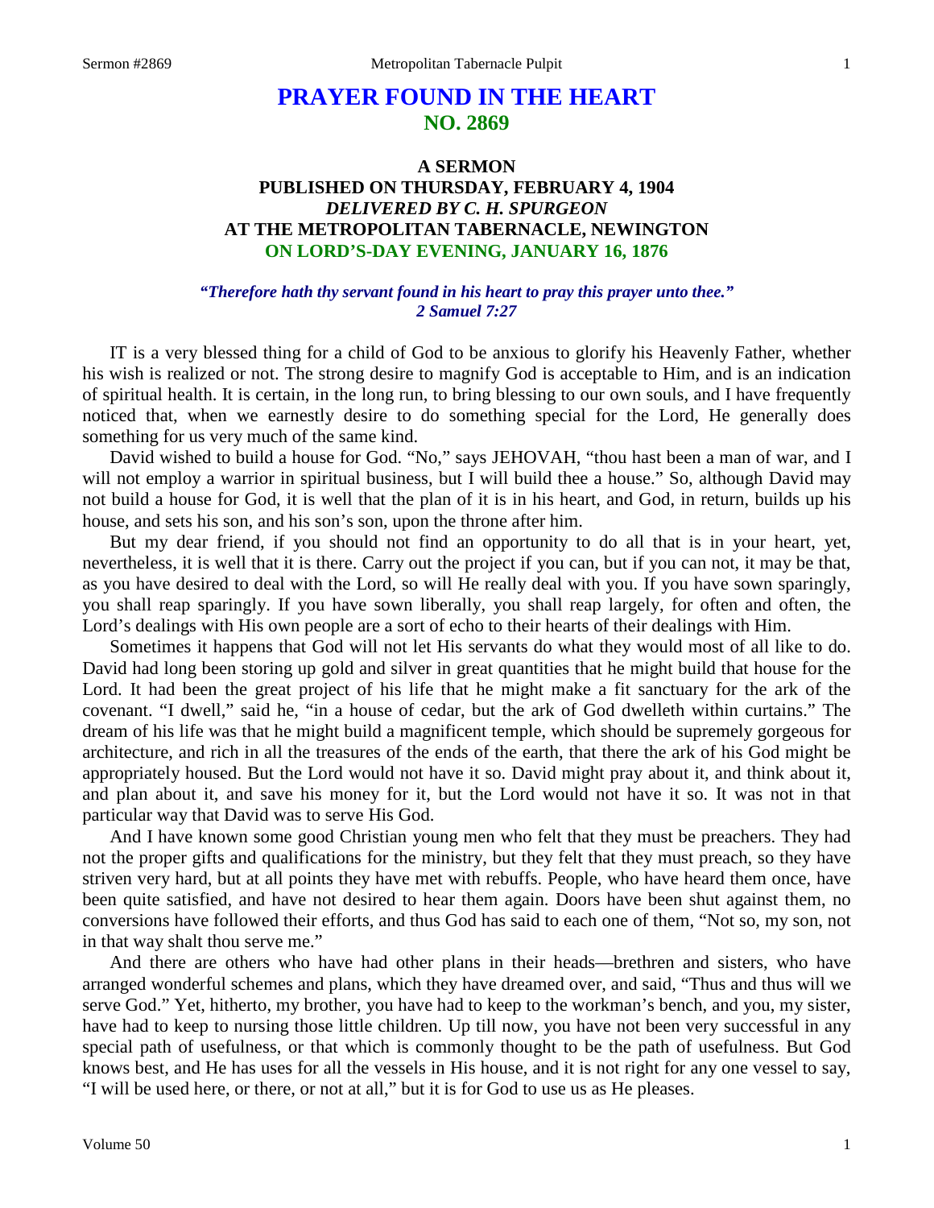# PRAYER FOUND IN THE HEART
## NO. 2869

### A SERMON
### PUBLISHED ON THURSDAY, FEBRUARY 4, 1904
### *DELIVERED BY C. H. SPURGEON*
### AT THE METROPOLITAN TABERNACLE, NEWINGTON
### ON LORD'S-DAY EVENING, JANUARY 16, 1876

***"Therefore hath thy servant found in his heart to pray this prayer unto thee."***
***2 Samuel 7:27***

IT is a very blessed thing for a child of God to be anxious to glorify his Heavenly Father, whether his wish is realized or not. The strong desire to magnify God is acceptable to Him, and is an indication of spiritual health. It is certain, in the long run, to bring blessing to our own souls, and I have frequently noticed that, when we earnestly desire to do something special for the Lord, He generally does something for us very much of the same kind.

David wished to build a house for God. "No," says JEHOVAH, "thou hast been a man of war, and I will not employ a warrior in spiritual business, but I will build thee a house." So, although David may not build a house for God, it is well that the plan of it is in his heart, and God, in return, builds up his house, and sets his son, and his son's son, upon the throne after him.

But my dear friend, if you should not find an opportunity to do all that is in your heart, yet, nevertheless, it is well that it is there. Carry out the project if you can, but if you can not, it may be that, as you have desired to deal with the Lord, so will He really deal with you. If you have sown sparingly, you shall reap sparingly. If you have sown liberally, you shall reap largely, for often and often, the Lord's dealings with His own people are a sort of echo to their hearts of their dealings with Him.

Sometimes it happens that God will not let His servants do what they would most of all like to do. David had long been storing up gold and silver in great quantities that he might build that house for the Lord. It had been the great project of his life that he might make a fit sanctuary for the ark of the covenant. "I dwell," said he, "in a house of cedar, but the ark of God dwelleth within curtains." The dream of his life was that he might build a magnificent temple, which should be supremely gorgeous for architecture, and rich in all the treasures of the ends of the earth, that there the ark of his God might be appropriately housed. But the Lord would not have it so. David might pray about it, and think about it, and plan about it, and save his money for it, but the Lord would not have it so. It was not in that particular way that David was to serve His God.

And I have known some good Christian young men who felt that they must be preachers. They had not the proper gifts and qualifications for the ministry, but they felt that they must preach, so they have striven very hard, but at all points they have met with rebuffs. People, who have heard them once, have been quite satisfied, and have not desired to hear them again. Doors have been shut against them, no conversions have followed their efforts, and thus God has said to each one of them, "Not so, my son, not in that way shalt thou serve me."

And there are others who have had other plans in their heads—brethren and sisters, who have arranged wonderful schemes and plans, which they have dreamed over, and said, "Thus and thus will we serve God." Yet, hitherto, my brother, you have had to keep to the workman's bench, and you, my sister, have had to keep to nursing those little children. Up till now, you have not been very successful in any special path of usefulness, or that which is commonly thought to be the path of usefulness. But God knows best, and He has uses for all the vessels in His house, and it is not right for any one vessel to say, "I will be used here, or there, or not at all," but it is for God to use us as He pleases.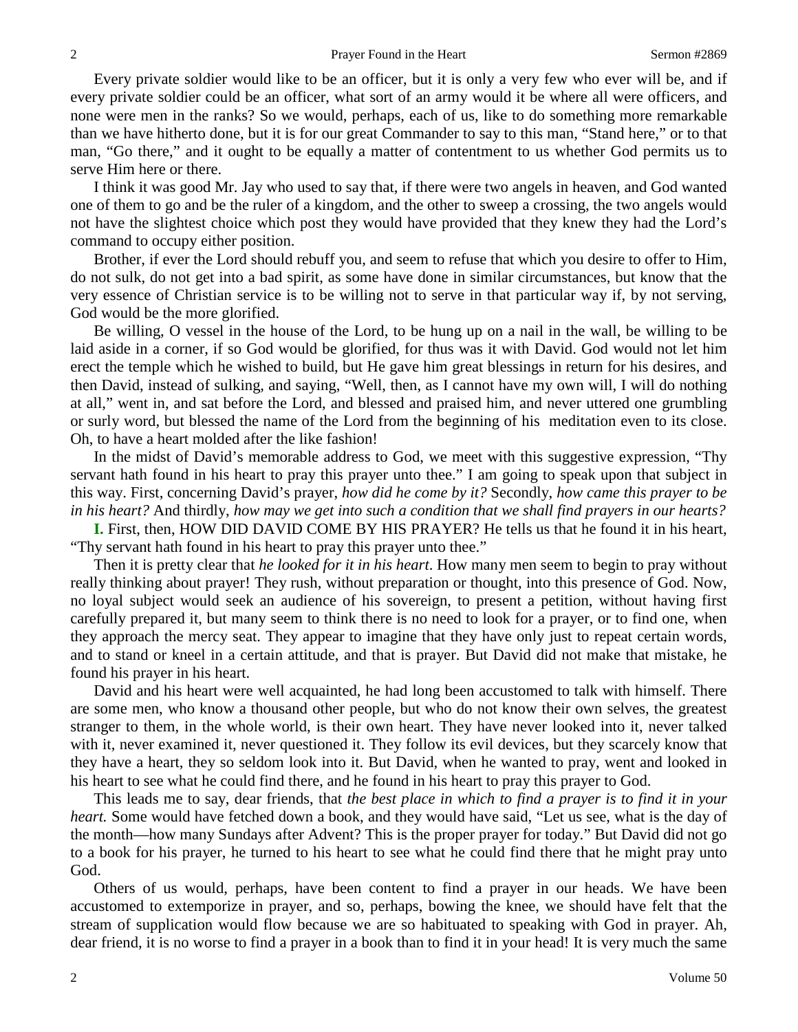Every private soldier would like to be an officer, but it is only a very few who ever will be, and if every private soldier could be an officer, what sort of an army would it be where all were officers, and none were men in the ranks? So we would, perhaps, each of us, like to do something more remarkable than we have hitherto done, but it is for our great Commander to say to this man, "Stand here," or to that man, "Go there," and it ought to be equally a matter of contentment to us whether God permits us to serve Him here or there.

I think it was good Mr. Jay who used to say that, if there were two angels in heaven, and God wanted one of them to go and be the ruler of a kingdom, and the other to sweep a crossing, the two angels would not have the slightest choice which post they would have provided that they knew they had the Lord's command to occupy either position.

Brother, if ever the Lord should rebuff you, and seem to refuse that which you desire to offer to Him, do not sulk, do not get into a bad spirit, as some have done in similar circumstances, but know that the very essence of Christian service is to be willing not to serve in that particular way if, by not serving, God would be the more glorified.

Be willing, O vessel in the house of the Lord, to be hung up on a nail in the wall, be willing to be laid aside in a corner, if so God would be glorified, for thus was it with David. God would not let him erect the temple which he wished to build, but He gave him great blessings in return for his desires, and then David, instead of sulking, and saying, "Well, then, as I cannot have my own will, I will do nothing at all," went in, and sat before the Lord, and blessed and praised him, and never uttered one grumbling or surly word, but blessed the name of the Lord from the beginning of his meditation even to its close. Oh, to have a heart molded after the like fashion!

In the midst of David's memorable address to God, we meet with this suggestive expression, "Thy servant hath found in his heart to pray this prayer unto thee." I am going to speak upon that subject in this way. First, concerning David's prayer, *how did he come by it?* Secondly, *how came this prayer to be in his heart?* And thirdly, *how may we get into such a condition that we shall find prayers in our hearts?*

**I.** First, then, HOW DID DAVID COME BY HIS PRAYER? He tells us that he found it in his heart, "Thy servant hath found in his heart to pray this prayer unto thee."

Then it is pretty clear that *he looked for it in his heart*. How many men seem to begin to pray without really thinking about prayer! They rush, without preparation or thought, into this presence of God. Now, no loyal subject would seek an audience of his sovereign, to present a petition, without having first carefully prepared it, but many seem to think there is no need to look for a prayer, or to find one, when they approach the mercy seat. They appear to imagine that they have only just to repeat certain words, and to stand or kneel in a certain attitude, and that is prayer. But David did not make that mistake, he found his prayer in his heart.

David and his heart were well acquainted, he had long been accustomed to talk with himself. There are some men, who know a thousand other people, but who do not know their own selves, the greatest stranger to them, in the whole world, is their own heart. They have never looked into it, never talked with it, never examined it, never questioned it. They follow its evil devices, but they scarcely know that they have a heart, they so seldom look into it. But David, when he wanted to pray, went and looked in his heart to see what he could find there, and he found in his heart to pray this prayer to God.

This leads me to say, dear friends, that *the best place in which to find a prayer is to find it in your heart.* Some would have fetched down a book, and they would have said, "Let us see, what is the day of the month—how many Sundays after Advent? This is the proper prayer for today." But David did not go to a book for his prayer, he turned to his heart to see what he could find there that he might pray unto God.

Others of us would, perhaps, have been content to find a prayer in our heads. We have been accustomed to extemporize in prayer, and so, perhaps, bowing the knee, we should have felt that the stream of supplication would flow because we are so habituated to speaking with God in prayer. Ah, dear friend, it is no worse to find a prayer in a book than to find it in your head! It is very much the same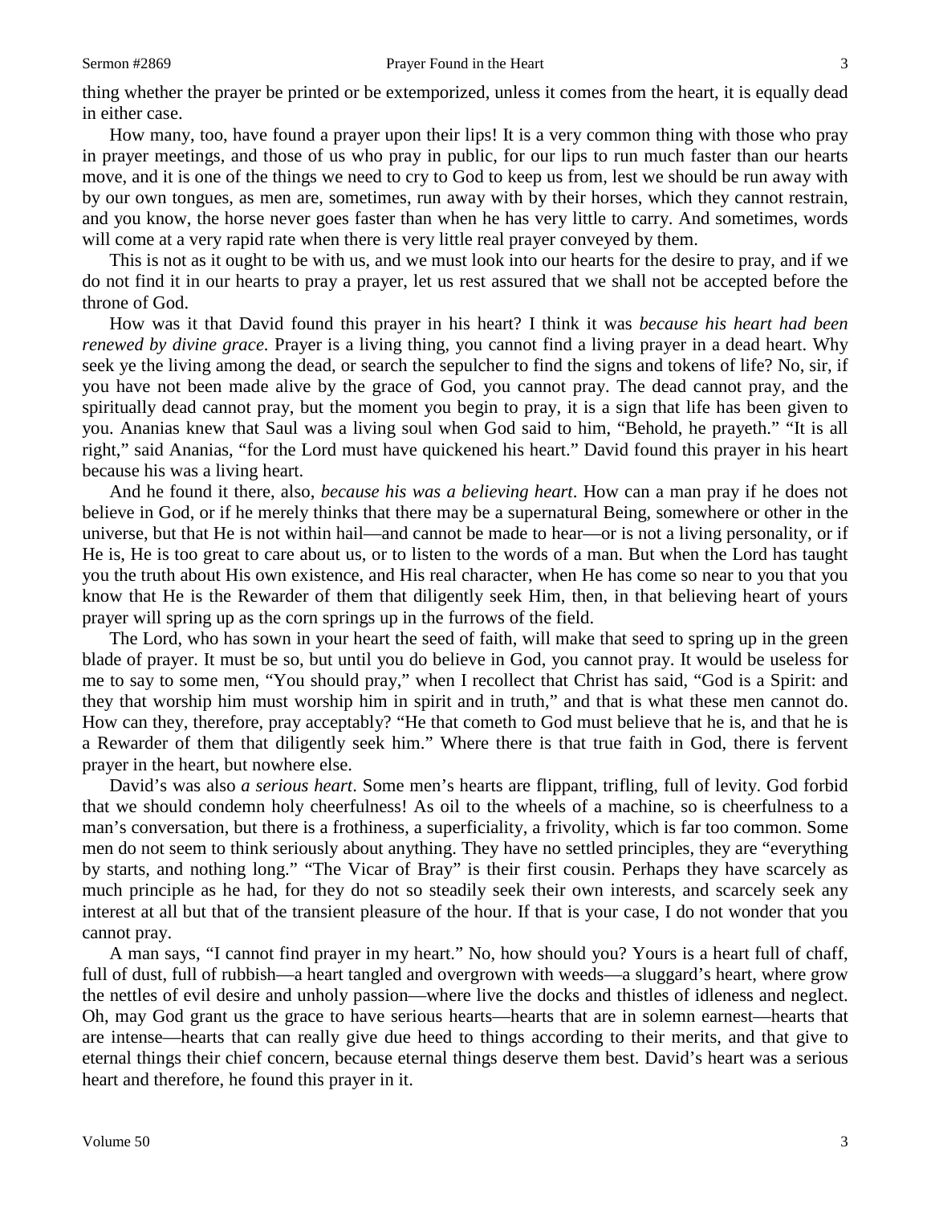thing whether the prayer be printed or be extemporized, unless it comes from the heart, it is equally dead in either case.

How many, too, have found a prayer upon their lips! It is a very common thing with those who pray in prayer meetings, and those of us who pray in public, for our lips to run much faster than our hearts move, and it is one of the things we need to cry to God to keep us from, lest we should be run away with by our own tongues, as men are, sometimes, run away with by their horses, which they cannot restrain, and you know, the horse never goes faster than when he has very little to carry. And sometimes, words will come at a very rapid rate when there is very little real prayer conveyed by them.

This is not as it ought to be with us, and we must look into our hearts for the desire to pray, and if we do not find it in our hearts to pray a prayer, let us rest assured that we shall not be accepted before the throne of God.

How was it that David found this prayer in his heart? I think it was *because his heart had been renewed by divine grace*. Prayer is a living thing, you cannot find a living prayer in a dead heart. Why seek ye the living among the dead, or search the sepulcher to find the signs and tokens of life? No, sir, if you have not been made alive by the grace of God, you cannot pray. The dead cannot pray, and the spiritually dead cannot pray, but the moment you begin to pray, it is a sign that life has been given to you. Ananias knew that Saul was a living soul when God said to him, "Behold, he prayeth." "It is all right," said Ananias, "for the Lord must have quickened his heart." David found this prayer in his heart because his was a living heart.

And he found it there, also, *because his was a believing heart*. How can a man pray if he does not believe in God, or if he merely thinks that there may be a supernatural Being, somewhere or other in the universe, but that He is not within hail—and cannot be made to hear—or is not a living personality, or if He is, He is too great to care about us, or to listen to the words of a man. But when the Lord has taught you the truth about His own existence, and His real character, when He has come so near to you that you know that He is the Rewarder of them that diligently seek Him, then, in that believing heart of yours prayer will spring up as the corn springs up in the furrows of the field.

The Lord, who has sown in your heart the seed of faith, will make that seed to spring up in the green blade of prayer. It must be so, but until you do believe in God, you cannot pray. It would be useless for me to say to some men, "You should pray," when I recollect that Christ has said, "God is a Spirit: and they that worship him must worship him in spirit and in truth," and that is what these men cannot do. How can they, therefore, pray acceptably? "He that cometh to God must believe that he is, and that he is a Rewarder of them that diligently seek him." Where there is that true faith in God, there is fervent prayer in the heart, but nowhere else.

David's was also *a serious heart*. Some men's hearts are flippant, trifling, full of levity. God forbid that we should condemn holy cheerfulness! As oil to the wheels of a machine, so is cheerfulness to a man's conversation, but there is a frothiness, a superficiality, a frivolity, which is far too common. Some men do not seem to think seriously about anything. They have no settled principles, they are "everything by starts, and nothing long." "The Vicar of Bray" is their first cousin. Perhaps they have scarcely as much principle as he had, for they do not so steadily seek their own interests, and scarcely seek any interest at all but that of the transient pleasure of the hour. If that is your case, I do not wonder that you cannot pray.

A man says, "I cannot find prayer in my heart." No, how should you? Yours is a heart full of chaff, full of dust, full of rubbish—a heart tangled and overgrown with weeds—a sluggard's heart, where grow the nettles of evil desire and unholy passion—where live the docks and thistles of idleness and neglect. Oh, may God grant us the grace to have serious hearts—hearts that are in solemn earnest—hearts that are intense—hearts that can really give due heed to things according to their merits, and that give to eternal things their chief concern, because eternal things deserve them best. David's heart was a serious heart and therefore, he found this prayer in it.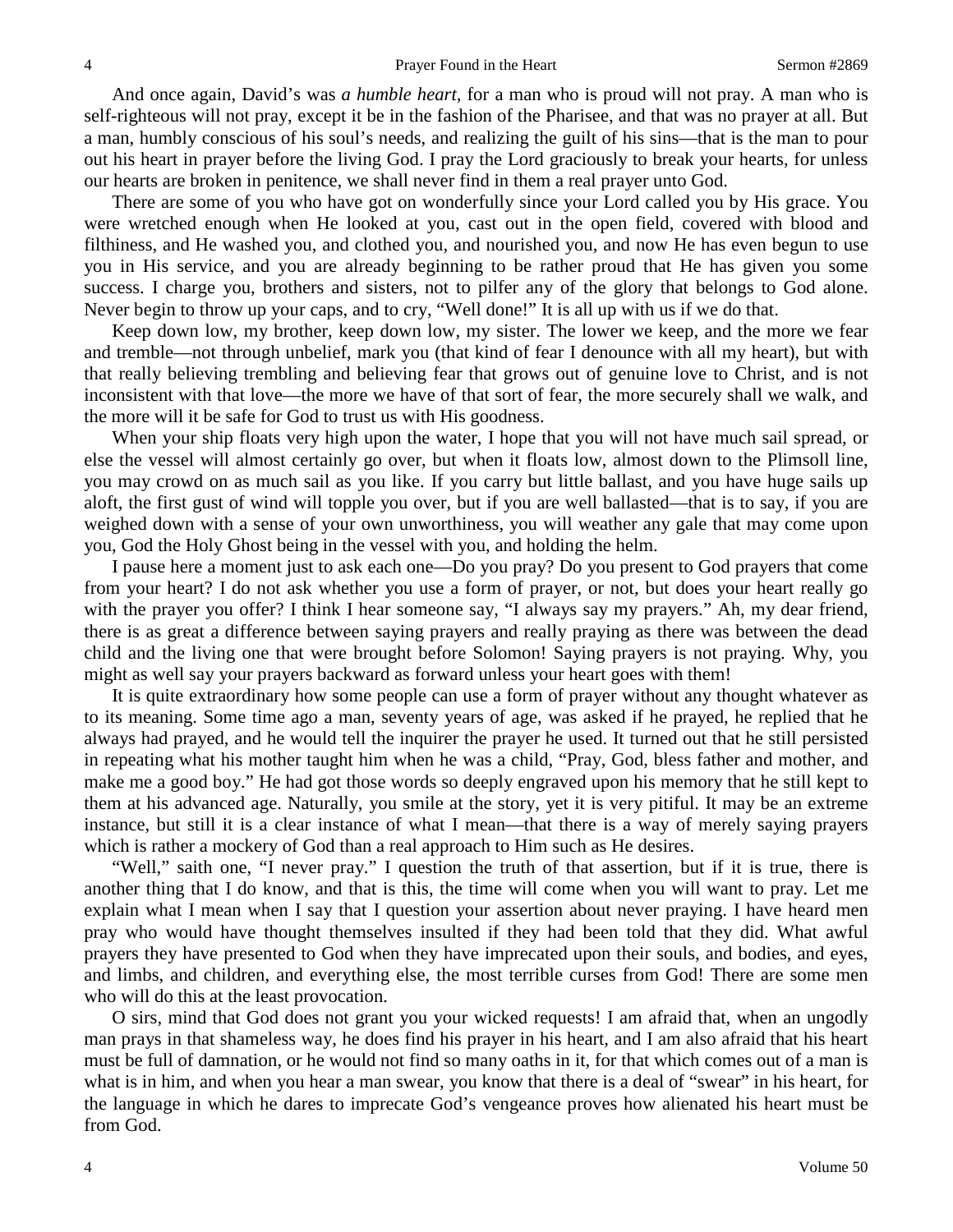And once again, David's was *a humble heart,* for a man who is proud will not pray. A man who is self-righteous will not pray, except it be in the fashion of the Pharisee, and that was no prayer at all. But a man, humbly conscious of his soul's needs, and realizing the guilt of his sins—that is the man to pour out his heart in prayer before the living God. I pray the Lord graciously to break your hearts, for unless our hearts are broken in penitence, we shall never find in them a real prayer unto God.

There are some of you who have got on wonderfully since your Lord called you by His grace. You were wretched enough when He looked at you, cast out in the open field, covered with blood and filthiness, and He washed you, and clothed you, and nourished you, and now He has even begun to use you in His service, and you are already beginning to be rather proud that He has given you some success. I charge you, brothers and sisters, not to pilfer any of the glory that belongs to God alone. Never begin to throw up your caps, and to cry, "Well done!" It is all up with us if we do that.

Keep down low, my brother, keep down low, my sister. The lower we keep, and the more we fear and tremble—not through unbelief, mark you (that kind of fear I denounce with all my heart), but with that really believing trembling and believing fear that grows out of genuine love to Christ, and is not inconsistent with that love—the more we have of that sort of fear, the more securely shall we walk, and the more will it be safe for God to trust us with His goodness.

When your ship floats very high upon the water, I hope that you will not have much sail spread, or else the vessel will almost certainly go over, but when it floats low, almost down to the Plimsoll line, you may crowd on as much sail as you like. If you carry but little ballast, and you have huge sails up aloft, the first gust of wind will topple you over, but if you are well ballasted—that is to say, if you are weighed down with a sense of your own unworthiness, you will weather any gale that may come upon you, God the Holy Ghost being in the vessel with you, and holding the helm.

I pause here a moment just to ask each one—Do you pray? Do you present to God prayers that come from your heart? I do not ask whether you use a form of prayer, or not, but does your heart really go with the prayer you offer? I think I hear someone say, "I always say my prayers." Ah, my dear friend, there is as great a difference between saying prayers and really praying as there was between the dead child and the living one that were brought before Solomon! Saying prayers is not praying. Why, you might as well say your prayers backward as forward unless your heart goes with them!

It is quite extraordinary how some people can use a form of prayer without any thought whatever as to its meaning. Some time ago a man, seventy years of age, was asked if he prayed, he replied that he always had prayed, and he would tell the inquirer the prayer he used. It turned out that he still persisted in repeating what his mother taught him when he was a child, "Pray, God, bless father and mother, and make me a good boy." He had got those words so deeply engraved upon his memory that he still kept to them at his advanced age. Naturally, you smile at the story, yet it is very pitiful. It may be an extreme instance, but still it is a clear instance of what I mean—that there is a way of merely saying prayers which is rather a mockery of God than a real approach to Him such as He desires.

"Well," saith one, "I never pray." I question the truth of that assertion, but if it is true, there is another thing that I do know, and that is this, the time will come when you will want to pray. Let me explain what I mean when I say that I question your assertion about never praying. I have heard men pray who would have thought themselves insulted if they had been told that they did. What awful prayers they have presented to God when they have imprecated upon their souls, and bodies, and eyes, and limbs, and children, and everything else, the most terrible curses from God! There are some men who will do this at the least provocation.

O sirs, mind that God does not grant you your wicked requests! I am afraid that, when an ungodly man prays in that shameless way, he does find his prayer in his heart, and I am also afraid that his heart must be full of damnation, or he would not find so many oaths in it, for that which comes out of a man is what is in him, and when you hear a man swear, you know that there is a deal of "swear" in his heart, for the language in which he dares to imprecate God's vengeance proves how alienated his heart must be from God.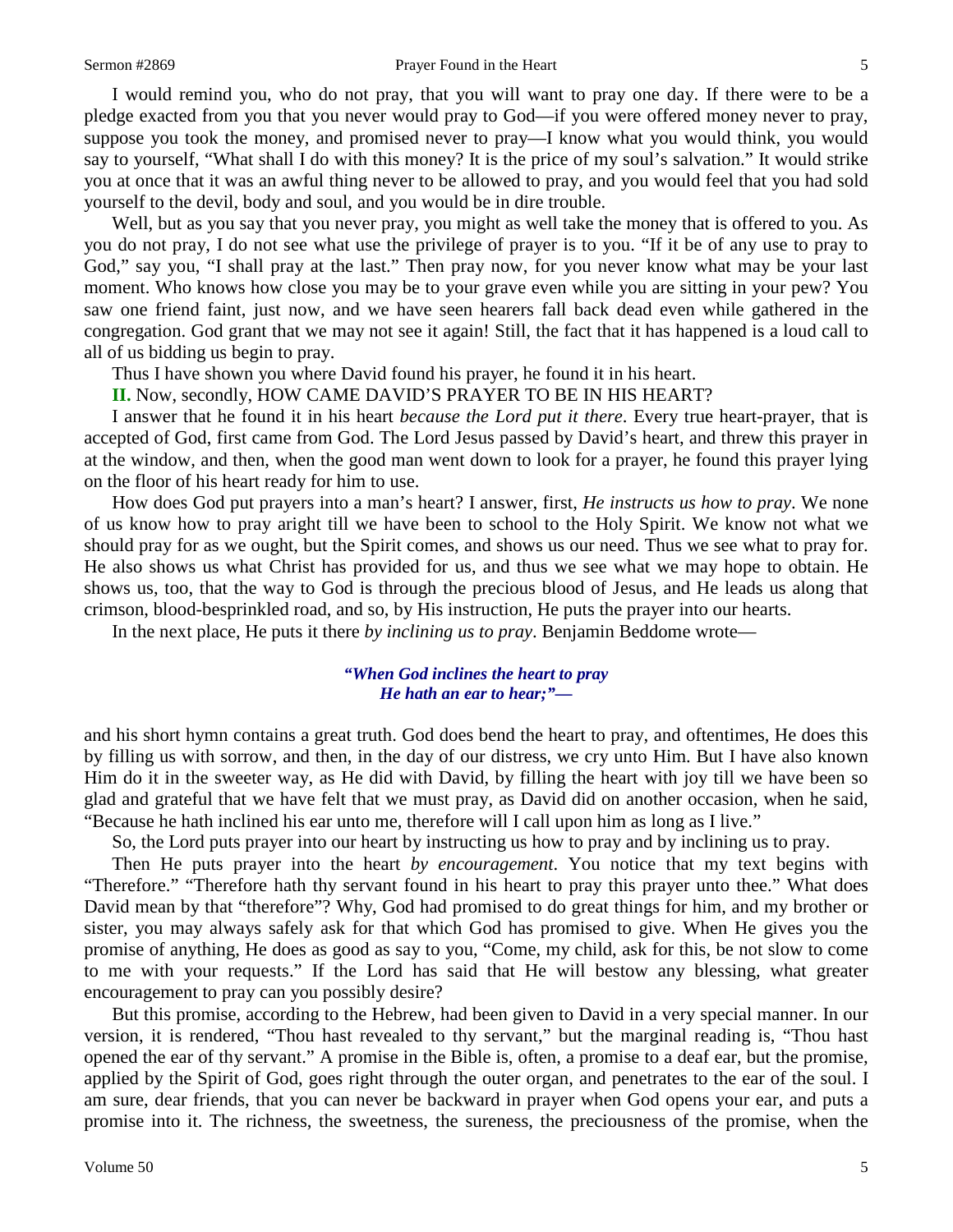I would remind you, who do not pray, that you will want to pray one day. If there were to be a pledge exacted from you that you never would pray to God—if you were offered money never to pray, suppose you took the money, and promised never to pray—I know what you would think, you would say to yourself, "What shall I do with this money? It is the price of my soul's salvation." It would strike you at once that it was an awful thing never to be allowed to pray, and you would feel that you had sold yourself to the devil, body and soul, and you would be in dire trouble.

Well, but as you say that you never pray, you might as well take the money that is offered to you. As you do not pray, I do not see what use the privilege of prayer is to you. "If it be of any use to pray to God," say you, "I shall pray at the last." Then pray now, for you never know what may be your last moment. Who knows how close you may be to your grave even while you are sitting in your pew? You saw one friend faint, just now, and we have seen hearers fall back dead even while gathered in the congregation. God grant that we may not see it again! Still, the fact that it has happened is a loud call to all of us bidding us begin to pray.

Thus I have shown you where David found his prayer, he found it in his heart.

**II.** Now, secondly, HOW CAME DAVID'S PRAYER TO BE IN HIS HEART?

I answer that he found it in his heart *because the Lord put it there*. Every true heart-prayer, that is accepted of God, first came from God. The Lord Jesus passed by David's heart, and threw this prayer in at the window, and then, when the good man went down to look for a prayer, he found this prayer lying on the floor of his heart ready for him to use.

How does God put prayers into a man's heart? I answer, first, *He instructs us how to pray*. We none of us know how to pray aright till we have been to school to the Holy Spirit. We know not what we should pray for as we ought, but the Spirit comes, and shows us our need. Thus we see what to pray for. He also shows us what Christ has provided for us, and thus we see what we may hope to obtain. He shows us, too, that the way to God is through the precious blood of Jesus, and He leads us along that crimson, blood-besprinkled road, and so, by His instruction, He puts the prayer into our hearts.

In the next place, He puts it there *by inclining us to pray*. Benjamin Beddome wrote—

> ***"When God inclines the heart to pray***
> ***He hath an ear to hear;"—***

and his short hymn contains a great truth. God does bend the heart to pray, and oftentimes, He does this by filling us with sorrow, and then, in the day of our distress, we cry unto Him. But I have also known Him do it in the sweeter way, as He did with David, by filling the heart with joy till we have been so glad and grateful that we have felt that we must pray, as David did on another occasion, when he said, "Because he hath inclined his ear unto me, therefore will I call upon him as long as I live."

So, the Lord puts prayer into our heart by instructing us how to pray and by inclining us to pray.

Then He puts prayer into the heart *by encouragement*. You notice that my text begins with "Therefore." "Therefore hath thy servant found in his heart to pray this prayer unto thee." What does David mean by that "therefore"? Why, God had promised to do great things for him, and my brother or sister, you may always safely ask for that which God has promised to give. When He gives you the promise of anything, He does as good as say to you, "Come, my child, ask for this, be not slow to come to me with your requests." If the Lord has said that He will bestow any blessing, what greater encouragement to pray can you possibly desire?

But this promise, according to the Hebrew, had been given to David in a very special manner. In our version, it is rendered, "Thou hast revealed to thy servant," but the marginal reading is, "Thou hast opened the ear of thy servant." A promise in the Bible is, often, a promise to a deaf ear, but the promise, applied by the Spirit of God, goes right through the outer organ, and penetrates to the ear of the soul. I am sure, dear friends, that you can never be backward in prayer when God opens your ear, and puts a promise into it. The richness, the sweetness, the sureness, the preciousness of the promise, when the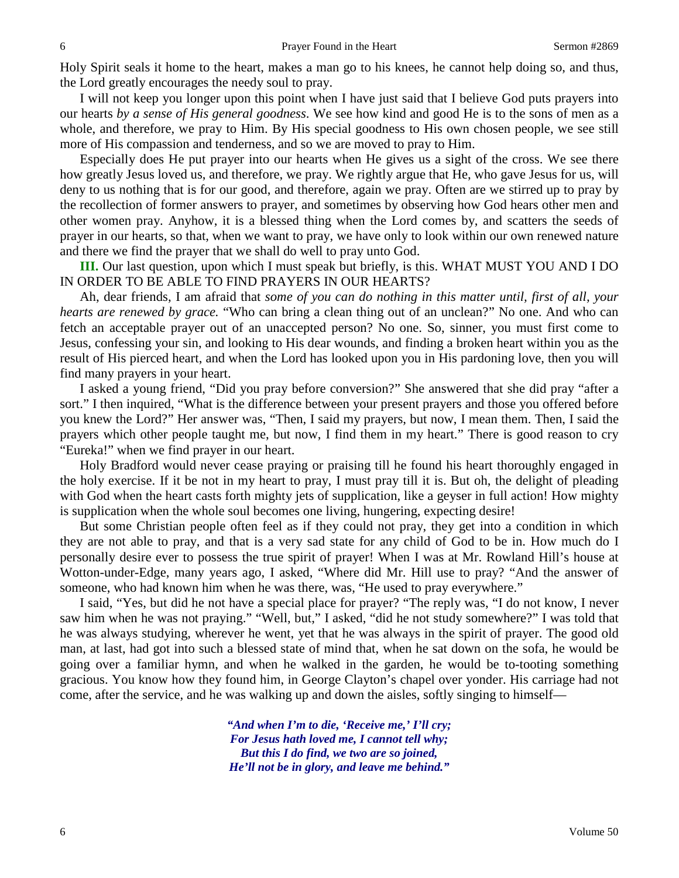Holy Spirit seals it home to the heart, makes a man go to his knees, he cannot help doing so, and thus, the Lord greatly encourages the needy soul to pray.

I will not keep you longer upon this point when I have just said that I believe God puts prayers into our hearts *by a sense of His general goodness*. We see how kind and good He is to the sons of men as a whole, and therefore, we pray to Him. By His special goodness to His own chosen people, we see still more of His compassion and tenderness, and so we are moved to pray to Him.

Especially does He put prayer into our hearts when He gives us a sight of the cross. We see there how greatly Jesus loved us, and therefore, we pray. We rightly argue that He, who gave Jesus for us, will deny to us nothing that is for our good, and therefore, again we pray. Often are we stirred up to pray by the recollection of former answers to prayer, and sometimes by observing how God hears other men and other women pray. Anyhow, it is a blessed thing when the Lord comes by, and scatters the seeds of prayer in our hearts, so that, when we want to pray, we have only to look within our own renewed nature and there we find the prayer that we shall do well to pray unto God.

**III.** Our last question, upon which I must speak but briefly, is this. WHAT MUST YOU AND I DO IN ORDER TO BE ABLE TO FIND PRAYERS IN OUR HEARTS?

Ah, dear friends, I am afraid that *some of you can do nothing in this matter until, first of all, your hearts are renewed by grace.* "Who can bring a clean thing out of an unclean?" No one. And who can fetch an acceptable prayer out of an unaccepted person? No one. So, sinner, you must first come to Jesus, confessing your sin, and looking to His dear wounds, and finding a broken heart within you as the result of His pierced heart, and when the Lord has looked upon you in His pardoning love, then you will find many prayers in your heart.

I asked a young friend, "Did you pray before conversion?" She answered that she did pray "after a sort." I then inquired, "What is the difference between your present prayers and those you offered before you knew the Lord?" Her answer was, "Then, I said my prayers, but now, I mean them. Then, I said the prayers which other people taught me, but now, I find them in my heart." There is good reason to cry "Eureka!" when we find prayer in our heart.

Holy Bradford would never cease praying or praising till he found his heart thoroughly engaged in the holy exercise. If it be not in my heart to pray, I must pray till it is. But oh, the delight of pleading with God when the heart casts forth mighty jets of supplication, like a geyser in full action! How mighty is supplication when the whole soul becomes one living, hungering, expecting desire!

But some Christian people often feel as if they could not pray, they get into a condition in which they are not able to pray, and that is a very sad state for any child of God to be in. How much do I personally desire ever to possess the true spirit of prayer! When I was at Mr. Rowland Hill's house at Wotton-under-Edge, many years ago, I asked, "Where did Mr. Hill use to pray? "And the answer of someone, who had known him when he was there, was, "He used to pray everywhere."

I said, "Yes, but did he not have a special place for prayer? "The reply was, "I do not know, I never saw him when he was not praying." "Well, but," I asked, "did he not study somewhere?" I was told that he was always studying, wherever he went, yet that he was always in the spirit of prayer. The good old man, at last, had got into such a blessed state of mind that, when he sat down on the sofa, he would be going over a familiar hymn, and when he walked in the garden, he would be to-tooting something gracious. You know how they found him, in George Clayton's chapel over yonder. His carriage had not come, after the service, and he was walking up and down the aisles, softly singing to himself—

> ***"And when I'm to die, 'Receive me,' I'll cry;***
> ***For Jesus hath loved me, I cannot tell why;***
> ***But this I do find, we two are so joined,***
> ***He'll not be in glory, and leave me behind."***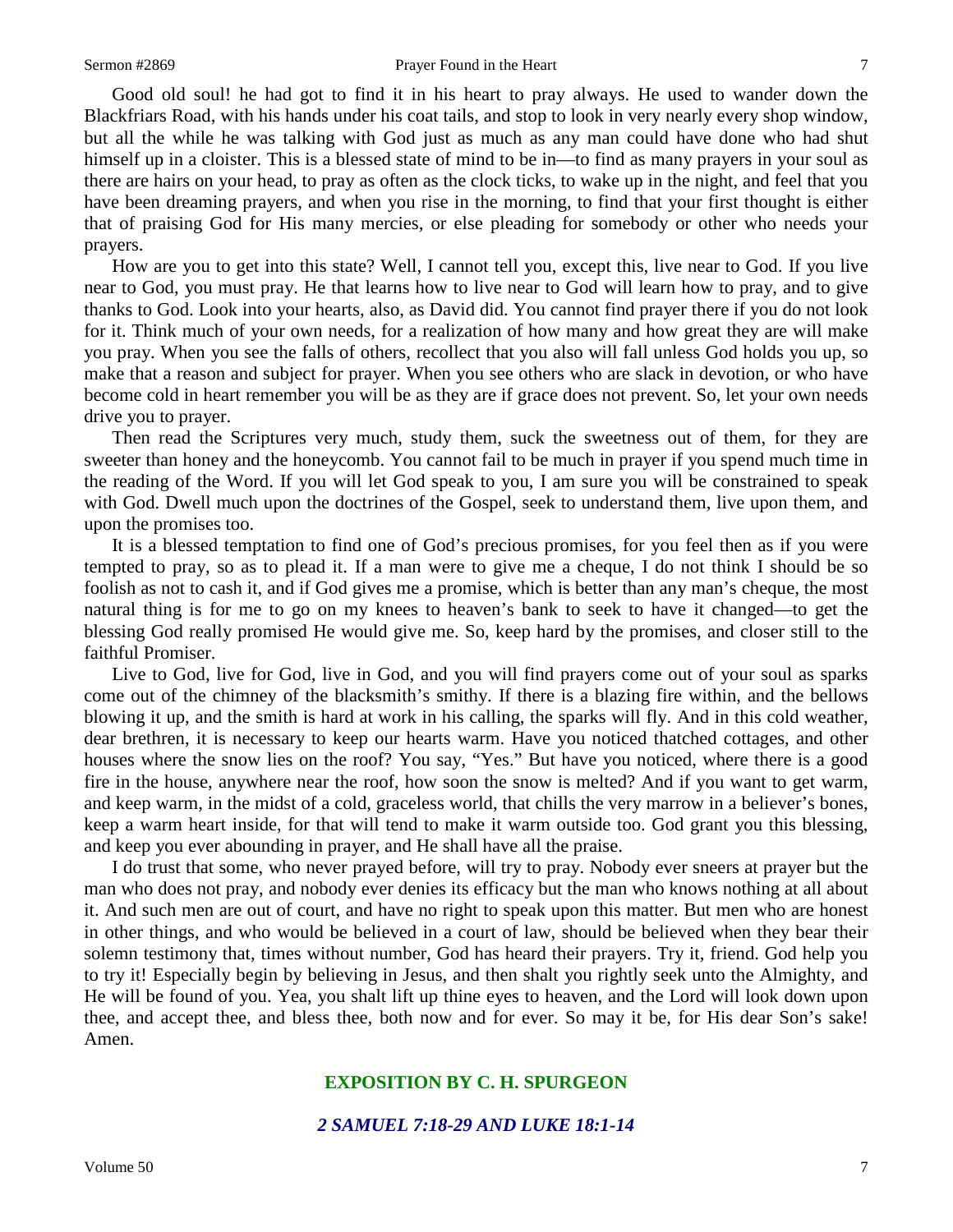Good old soul! he had got to find it in his heart to pray always. He used to wander down the Blackfriars Road, with his hands under his coat tails, and stop to look in very nearly every shop window, but all the while he was talking with God just as much as any man could have done who had shut himself up in a cloister. This is a blessed state of mind to be in—to find as many prayers in your soul as there are hairs on your head, to pray as often as the clock ticks, to wake up in the night, and feel that you have been dreaming prayers, and when you rise in the morning, to find that your first thought is either that of praising God for His many mercies, or else pleading for somebody or other who needs your prayers.

How are you to get into this state? Well, I cannot tell you, except this, live near to God. If you live near to God, you must pray. He that learns how to live near to God will learn how to pray, and to give thanks to God. Look into your hearts, also, as David did. You cannot find prayer there if you do not look for it. Think much of your own needs, for a realization of how many and how great they are will make you pray. When you see the falls of others, recollect that you also will fall unless God holds you up, so make that a reason and subject for prayer. When you see others who are slack in devotion, or who have become cold in heart remember you will be as they are if grace does not prevent. So, let your own needs drive you to prayer.

Then read the Scriptures very much, study them, suck the sweetness out of them, for they are sweeter than honey and the honeycomb. You cannot fail to be much in prayer if you spend much time in the reading of the Word. If you will let God speak to you, I am sure you will be constrained to speak with God. Dwell much upon the doctrines of the Gospel, seek to understand them, live upon them, and upon the promises too.

It is a blessed temptation to find one of God's precious promises, for you feel then as if you were tempted to pray, so as to plead it. If a man were to give me a cheque, I do not think I should be so foolish as not to cash it, and if God gives me a promise, which is better than any man's cheque, the most natural thing is for me to go on my knees to heaven's bank to seek to have it changed—to get the blessing God really promised He would give me. So, keep hard by the promises, and closer still to the faithful Promiser.

Live to God, live for God, live in God, and you will find prayers come out of your soul as sparks come out of the chimney of the blacksmith's smithy. If there is a blazing fire within, and the bellows blowing it up, and the smith is hard at work in his calling, the sparks will fly. And in this cold weather, dear brethren, it is necessary to keep our hearts warm. Have you noticed thatched cottages, and other houses where the snow lies on the roof? You say, "Yes." But have you noticed, where there is a good fire in the house, anywhere near the roof, how soon the snow is melted? And if you want to get warm, and keep warm, in the midst of a cold, graceless world, that chills the very marrow in a believer's bones, keep a warm heart inside, for that will tend to make it warm outside too. God grant you this blessing, and keep you ever abounding in prayer, and He shall have all the praise.

I do trust that some, who never prayed before, will try to pray. Nobody ever sneers at prayer but the man who does not pray, and nobody ever denies its efficacy but the man who knows nothing at all about it. And such men are out of court, and have no right to speak upon this matter. But men who are honest in other things, and who would be believed in a court of law, should be believed when they bear their solemn testimony that, times without number, God has heard their prayers. Try it, friend. God help you to try it! Especially begin by believing in Jesus, and then shalt you rightly seek unto the Almighty, and He will be found of you. Yea, you shalt lift up thine eyes to heaven, and the Lord will look down upon thee, and accept thee, and bless thee, both now and for ever. So may it be, for His dear Son's sake! Amen.

## EXPOSITION BY C. H. SPURGEON

### *2 SAMUEL 7:18-29 AND LUKE 18:1-14*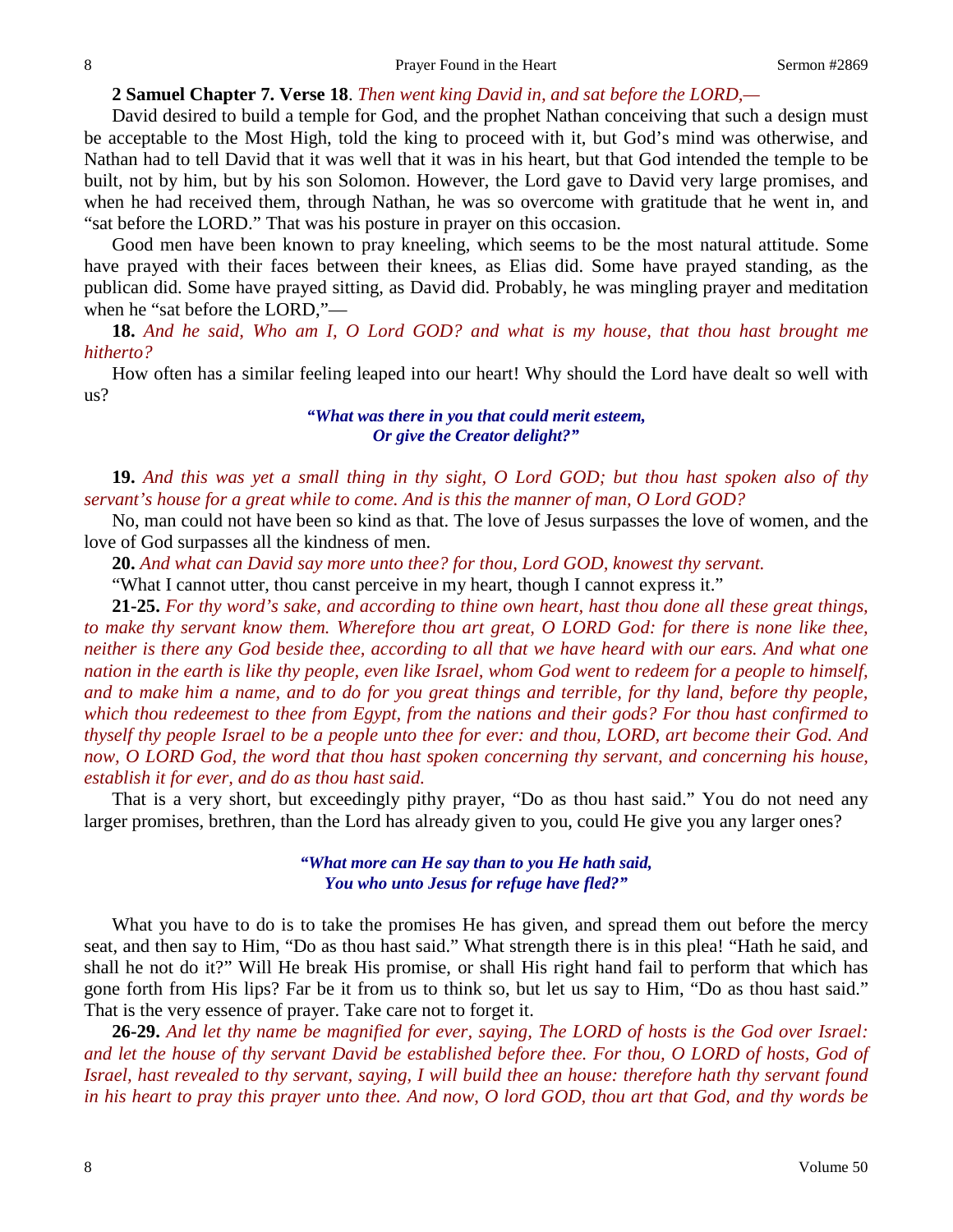**2 Samuel Chapter 7. Verse 18**. *Then went king David in, and sat before the LORD,—*

David desired to build a temple for God, and the prophet Nathan conceiving that such a design must be acceptable to the Most High, told the king to proceed with it, but God's mind was otherwise, and Nathan had to tell David that it was well that it was in his heart, but that God intended the temple to be built, not by him, but by his son Solomon. However, the Lord gave to David very large promises, and when he had received them, through Nathan, he was so overcome with gratitude that he went in, and "sat before the LORD." That was his posture in prayer on this occasion.

Good men have been known to pray kneeling, which seems to be the most natural attitude. Some have prayed with their faces between their knees, as Elias did. Some have prayed standing, as the publican did. Some have prayed sitting, as David did. Probably, he was mingling prayer and meditation when he "sat before the LORD,"—

**18.** *And he said, Who am I, O Lord GOD? and what is my house, that thou hast brought me hitherto?*

How often has a similar feeling leaped into our heart! Why should the Lord have dealt so well with us?

> ***"What was there in you that could merit esteem,***
> ***Or give the Creator delight?"***

**19.** *And this was yet a small thing in thy sight, O Lord GOD; but thou hast spoken also of thy servant's house for a great while to come. And is this the manner of man, O Lord GOD?*

No, man could not have been so kind as that. The love of Jesus surpasses the love of women, and the love of God surpasses all the kindness of men.

**20.** *And what can David say more unto thee? for thou, Lord GOD, knowest thy servant.*

"What I cannot utter, thou canst perceive in my heart, though I cannot express it."

**21-25.** *For thy word's sake, and according to thine own heart, hast thou done all these great things, to make thy servant know them. Wherefore thou art great, O LORD God: for there is none like thee, neither is there any God beside thee, according to all that we have heard with our ears. And what one nation in the earth is like thy people, even like Israel, whom God went to redeem for a people to himself, and to make him a name, and to do for you great things and terrible, for thy land, before thy people, which thou redeemest to thee from Egypt, from the nations and their gods? For thou hast confirmed to thyself thy people Israel to be a people unto thee for ever: and thou, LORD, art become their God. And now, O LORD God, the word that thou hast spoken concerning thy servant, and concerning his house, establish it for ever, and do as thou hast said.*

That is a very short, but exceedingly pithy prayer, "Do as thou hast said." You do not need any larger promises, brethren, than the Lord has already given to you, could He give you any larger ones?

> ***"What more can He say than to you He hath said,***
> ***You who unto Jesus for refuge have fled?"***

What you have to do is to take the promises He has given, and spread them out before the mercy seat, and then say to Him, "Do as thou hast said." What strength there is in this plea! "Hath he said, and shall he not do it?" Will He break His promise, or shall His right hand fail to perform that which has gone forth from His lips? Far be it from us to think so, but let us say to Him, "Do as thou hast said." That is the very essence of prayer. Take care not to forget it.

**26-29.** *And let thy name be magnified for ever, saying, The LORD of hosts is the God over Israel: and let the house of thy servant David be established before thee. For thou, O LORD of hosts, God of Israel, hast revealed to thy servant, saying, I will build thee an house: therefore hath thy servant found in his heart to pray this prayer unto thee. And now, O lord GOD, thou art that God, and thy words be*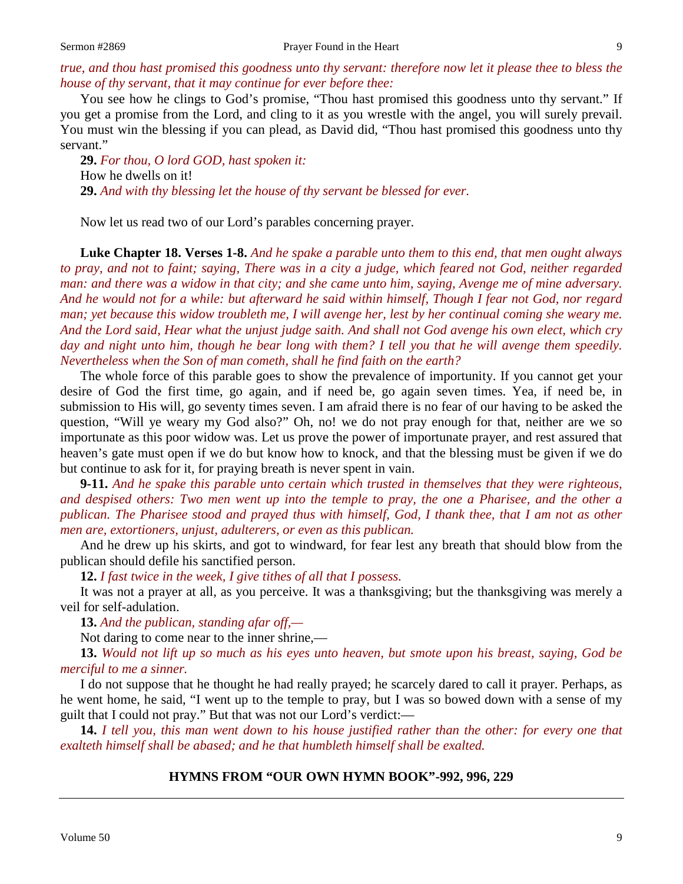*true, and thou hast promised this goodness unto thy servant: therefore now let it please thee to bless the house of thy servant, that it may continue for ever before thee:*

You see how he clings to God's promise, "Thou hast promised this goodness unto thy servant." If you get a promise from the Lord, and cling to it as you wrestle with the angel, you will surely prevail. You must win the blessing if you can plead, as David did, "Thou hast promised this goodness unto thy servant."

**29.** *For thou, O lord GOD, hast spoken it:*

How he dwells on it!

**29.** *And with thy blessing let the house of thy servant be blessed for ever.*

Now let us read two of our Lord's parables concerning prayer.

**Luke Chapter 18. Verses 1-8.** *And he spake a parable unto them to this end, that men ought always to pray, and not to faint; saying, There was in a city a judge, which feared not God, neither regarded man: and there was a widow in that city; and she came unto him, saying, Avenge me of mine adversary. And he would not for a while: but afterward he said within himself, Though I fear not God, nor regard man; yet because this widow troubleth me, I will avenge her, lest by her continual coming she weary me. And the Lord said, Hear what the unjust judge saith. And shall not God avenge his own elect, which cry day and night unto him, though he bear long with them? I tell you that he will avenge them speedily. Nevertheless when the Son of man cometh, shall he find faith on the earth?*

The whole force of this parable goes to show the prevalence of importunity. If you cannot get your desire of God the first time, go again, and if need be, go again seven times. Yea, if need be, in submission to His will, go seventy times seven. I am afraid there is no fear of our having to be asked the question, "Will ye weary my God also?" Oh, no! we do not pray enough for that, neither are we so importunate as this poor widow was. Let us prove the power of importunate prayer, and rest assured that heaven's gate must open if we do but know how to knock, and that the blessing must be given if we do but continue to ask for it, for praying breath is never spent in vain.

**9-11.** *And he spake this parable unto certain which trusted in themselves that they were righteous, and despised others: Two men went up into the temple to pray, the one a Pharisee, and the other a publican. The Pharisee stood and prayed thus with himself, God, I thank thee, that I am not as other men are, extortioners, unjust, adulterers, or even as this publican.*

And he drew up his skirts, and got to windward, for fear lest any breath that should blow from the publican should defile his sanctified person.

**12.** *I fast twice in the week, I give tithes of all that I possess.*

It was not a prayer at all, as you perceive. It was a thanksgiving; but the thanksgiving was merely a veil for self-adulation.

**13.** *And the publican, standing afar off,—*

Not daring to come near to the inner shrine,—

**13.** *Would not lift up so much as his eyes unto heaven, but smote upon his breast, saying, God be merciful to me a sinner.*

I do not suppose that he thought he had really prayed; he scarcely dared to call it prayer. Perhaps, as he went home, he said, "I went up to the temple to pray, but I was so bowed down with a sense of my guilt that I could not pray." But that was not our Lord's verdict:—

**14.** *I tell you, this man went down to his house justified rather than the other: for every one that exalteth himself shall be abased; and he that humbleth himself shall be exalted.*

**HYMNS FROM "OUR OWN HYMN BOOK"-992, 996, 229**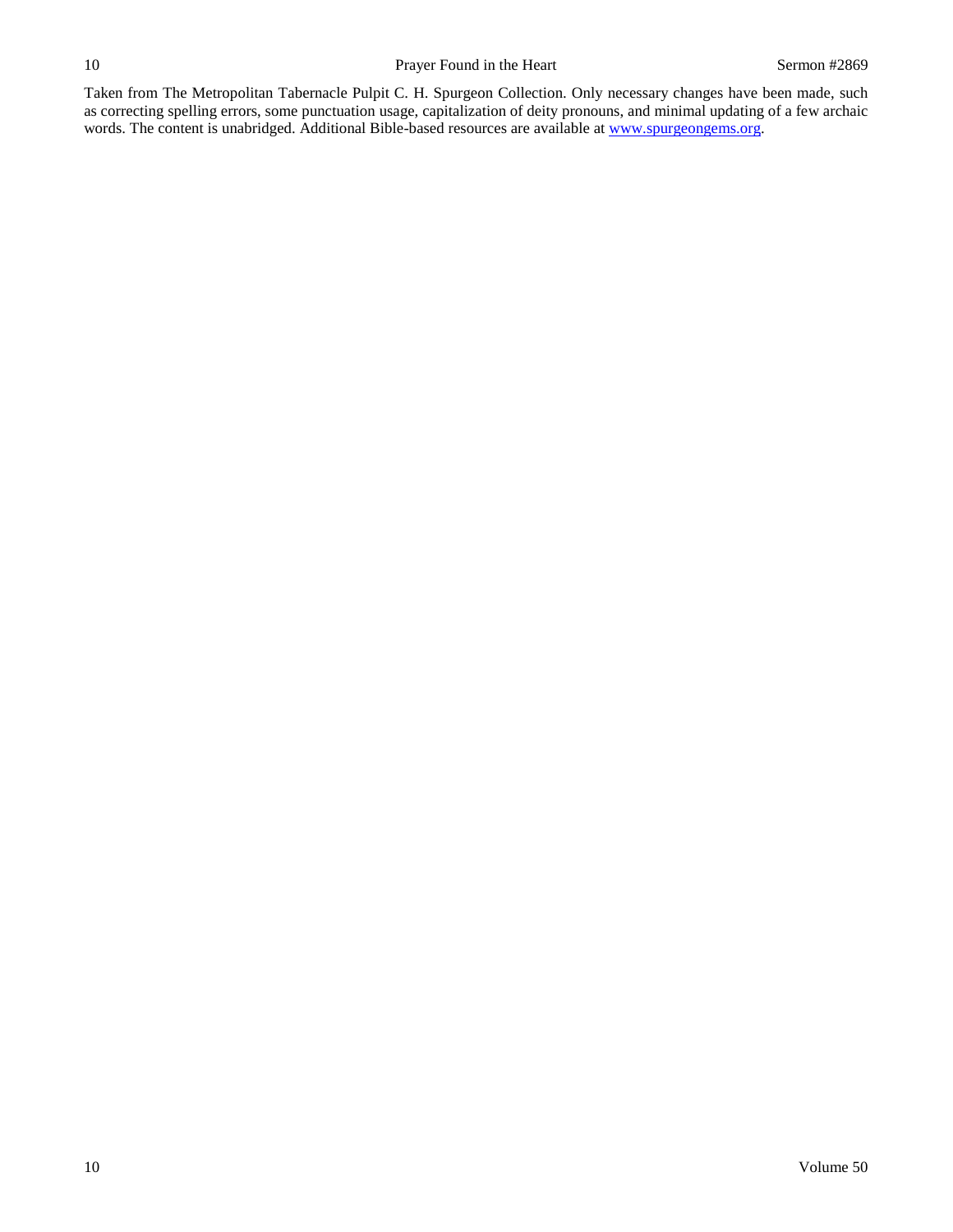Taken from The Metropolitan Tabernacle Pulpit C. H. Spurgeon Collection. Only necessary changes have been made, such as correcting spelling errors, some punctuation usage, capitalization of deity pronouns, and minimal updating of a few archaic words. The content is unabridged. Additional Bible-based resources are available at www.spurgeongems.org.